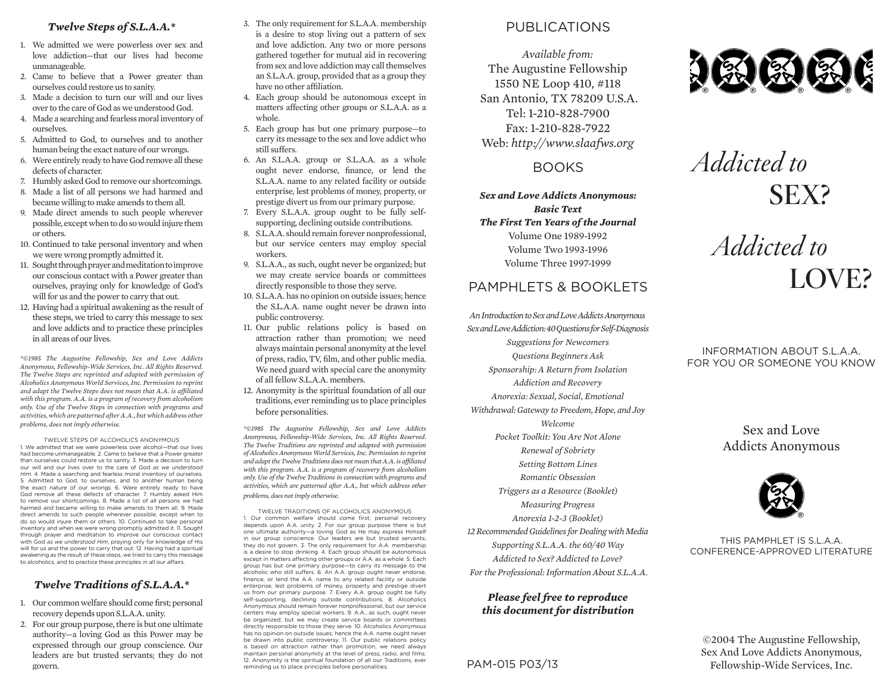### *Twelve Steps of S.L.A.A.**

1. We admitted we were powerless over sex and love addiction—that our lives had become unmanageable.
2. Came to believe that a Power greater than ourselves could restore us to sanity.
3. Made a decision to turn our will and our lives over to the care of God as we understood God.
4. Made a searching and fearless moral inventory of ourselves.
5. Admitted to God, to ourselves and to another human being the exact nature of our wrongs.
6. Were entirely ready to have God remove all these defects of character.
7. Humbly asked God to remove our shortcomings.
8. Made a list of all persons we had harmed and became willing to make amends to them all.
9. Made direct amends to such people wherever possible, except when to do so would injure them or others.
10. Continued to take personal inventory and when we were wrong promptly admitted it.
11. Sought through prayer and meditation to improve our conscious contact with a Power greater than ourselves, praying only for knowledge of God's will for us and the power to carry that out.
12. Having had a spiritual awakening as the result of these steps, we tried to carry this message to sex and love addicts and to practice these principles in all areas of our lives.

*\*©1985 The Augustine Fellowship, Sex and Love Addicts Anonymous, Fellowship-Wide Services, Inc. All Rights Reserved. The Twelve Steps are reprinted and adapted with permission of Alcoholics Anonymous World Services, Inc. Permission to reprint and adapt the Twelve Steps does not mean that A.A. is affiliated with this program. A.A. is a program of recovery from alcoholism only. Use of the Twelve Steps in connection with programs and activities, which are patterned after A.A., but which address other problems, does not imply otherwise.*

TWELVE STEPS OF ALCOHOLICS ANONYMOUS
1. We admitted that we were powerless over alcohol—that our lives had become unmanageable. 2. Came to believe that a Power greater than ourselves could restore us to sanity. 3. Made a decision to turn our will and our lives over to the care of God *as we understood Him*. 4. Made a searching and fearless moral inventory of ourselves. 5. Admitted to God, to ourselves, and to another human being the exact nature of our wrongs. 6. Were entirely ready to have God remove all these defects of character. 7. Humbly asked Him to remove our shortcomings. 8. Made a list of all persons we had harmed and became willing to make amends to them all. 9. Made direct amends to such people wherever possible, except when to do so would injure them or others. 10. Continued to take personal inventory and when we were wrong promptly admitted it. 11. Sought through prayer and meditation to improve our conscious contact with God *as we understood Him*, praying only for knowledge of His will for us and the power to carry that out. 12. Having had a spiritual awakening as the result of these steps, we tried to carry this message to alcoholics, and to practice these principles in all our affairs.

### *Twelve Traditions of S.L.A.A.**

1. Our common welfare should come first; personal recovery depends upon S.L.A.A. unity.
2. For our group purpose, there is but one ultimate authority—a loving God as this Power may be expressed through our group conscience. Our leaders are but trusted servants; they do not govern.
3. The only requirement for S.L.A.A. membership is a desire to stop living out a pattern of sex and love addiction. Any two or more persons gathered together for mutual aid in recovering from sex and love addiction may call themselves an S.L.A.A. group, provided that as a group they have no other affiliation.
4. Each group should be autonomous except in matters affecting other groups or S.L.A.A. as a whole.
5. Each group has but one primary purpose—to carry its message to the sex and love addict who still suffers.
6. An S.L.A.A. group or S.L.A.A. as a whole ought never endorse, finance, or lend the S.L.A.A. name to any related facility or outside enterprise, lest problems of money, property, or prestige divert us from our primary purpose.
7. Every S.L.A.A. group ought to be fully self-supporting, declining outside contributions.
8. S.L.A.A. should remain forever nonprofessional, but our service centers may employ special workers.
9. S.L.A.A., as such, ought never be organized; but we may create service boards or committees directly responsible to those they serve.
10. S.L.A.A. has no opinion on outside issues; hence the S.L.A.A. name ought never be drawn into public controversy.
11. Our public relations policy is based on attraction rather than promotion; we need always maintain personal anonymity at the level of press, radio, TV, film, and other public media. We need guard with special care the anonymity of all fellow S.L.A.A. members.
12. Anonymity is the spiritual foundation of all our traditions, ever reminding us to place principles before personalities.

*\*©1985 The Augustine Fellowship, Sex and Love Addicts Anonymous, Fellowship-Wide Services, Inc. All Rights Reserved. The Twelve Traditions are reprinted and adapted with permission of Alcoholics Anonymous World Services, Inc. Permission to reprint and adapt the Twelve Traditions does not mean that A.A. is affiliated with this program. A.A. is a program of recovery from alcoholism only. Use of the Twelve Traditions in connection with programs and activities, which are patterned after A.A., but which address other problems, does not imply otherwise.*

TWELVE TRADITIONS OF ALCOHOLICS ANONYMOUS
1. Our common welfare should come first; personal recovery depends upon A.A. unity. 2. For our group purpose there is but one ultimate authority—a loving God as He may express Himself in our group conscience. Our leaders are but trusted servants; they do not govern. 3. The only requirement for A.A. membership is a desire to stop drinking. 4. Each group should be autonomous except in matters affecting other groups or A.A. as a whole. 5. Each group has but one primary purpose—to carry its message to the alcoholic who still suffers. 6. An A.A. group ought never endorse, finance, or lend the A.A. name to any related facility or outside enterprise, lest problems of money, property and prestige divert us from our primary purpose. 7. Every A.A. group ought be fully self-supporting, declining outside contributions. 8. Alcoholics Anonymous should remain forever nonprofessional, but our service centers may employ special workers. 9. A.A., as such, ought never be organized; but we may create service boards or committees directly responsible to those they serve. 10. Alcoholics Anonymous has no opinion on outside issues; hence the A.A. name ought never be drawn into public controversy. 11. Our public relations policy is based on attraction rather than promotion; we need always maintain personal anonymity at the level of press, radio, and films. 12. Anonymity is the spiritual foundation of all our Traditions, ever reminding us to place principles before personalities.

## PUBLICATIONS

*Available from:*
The Augustine Fellowship
1550 NE Loop 410, #118
San Antonio, TX 78209 U.S.A.
Tel: 1-210-828-7900
Fax: 1-210-828-7922
Web: *http://www.slaafws.org*

## BOOKS

***Sex and Love Addicts Anonymous: Basic Text***
***The First Ten Years of the Journal***
Volume One 1989-1992
Volume Two 1993-1996
Volume Three 1997-1999

## PAMPHLETS & BOOKLETS

*An Introduction to Sex and Love Addicts Anonymous*
*Sex and Love Addiction: 40 Questions for Self-Diagnosis*
*Suggestions for Newcomers*
*Questions Beginners Ask*
*Sponsorship: A Return from Isolation*
*Addiction and Recovery*
*Anorexia: Sexual, Social, Emotional*
*Withdrawal: Gateway to Freedom, Hope, and Joy*
*Welcome*
*Pocket Toolkit: You Are Not Alone*
*Renewal of Sobriety*
*Setting Bottom Lines*
*Romantic Obsession*
*Triggers as a Resource (Booklet)*
*Measuring Progress*
*Anorexia 1-2-3 (Booklet)*
*12 Recommended Guidelines for Dealing with Media*
*Supporting S.L.A.A. the 60/40 Way*
*Addicted to Sex? Addicted to Love?*
*For the Professional: Information About S.L.A.A.*

***Please feel free to reproduce this document for distribution***

PAM-015 P03/13

# *Addicted to* SEX?

# *Addicted to* LOVE?

INFORMATION ABOUT S.L.A.A.
FOR YOU OR SOMEONE YOU KNOW

Sex and Love
Addicts Anonymous

THIS PAMPHLET IS S.L.A.A.
CONFERENCE-APPROVED LITERATURE

©2004 The Augustine Fellowship,
Sex And Love Addicts Anonymous,
Fellowship-Wide Services, Inc.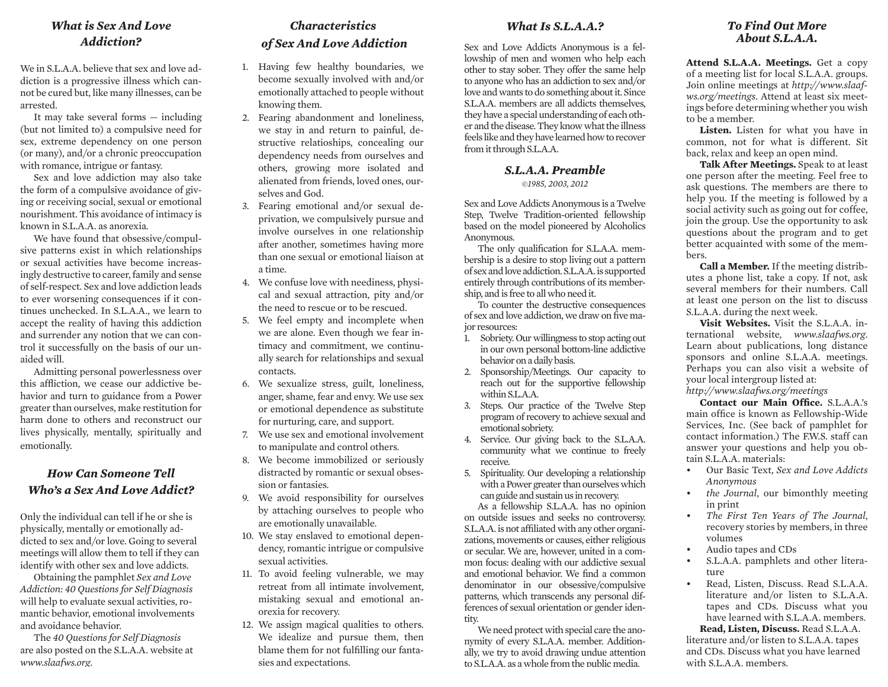## *What is Sex And Love Addiction?*

We in S.L.A.A. believe that sex and love addiction is a progressive illness which cannot be cured but, like many illnesses, can be arrested.

It may take several forms — including (but not limited to) a compulsive need for sex, extreme dependency on one person (or many), and/or a chronic preoccupation with romance, intrigue or fantasy.

Sex and love addiction may also take the form of a compulsive avoidance of giving or receiving social, sexual or emotional nourishment. This avoidance of intimacy is known in S.L.A.A. as anorexia.

We have found that obsessive/compulsive patterns exist in which relationships or sexual activities have become increasingly destructive to career, family and sense of self-respect. Sex and love addiction leads to ever worsening consequences if it continues unchecked. In S.L.A.A., we learn to accept the reality of having this addiction and surrender any notion that we can control it successfully on the basis of our unaided will.

Admitting personal powerlessness over this affliction, we cease our addictive behavior and turn to guidance from a Power greater than ourselves, make restitution for harm done to others and reconstruct our lives physically, mentally, spiritually and emotionally.

## *How Can Someone Tell Who's a Sex And Love Addict?*

Only the individual can tell if he or she is physically, mentally or emotionally addicted to sex and/or love. Going to several meetings will allow them to tell if they can identify with other sex and love addicts.

Obtaining the pamphlet *Sex and Love Addiction: 40 Questions for Self Diagnosis* will help to evaluate sexual activities, romantic behavior, emotional involvements and avoidance behavior.

The *40 Questions for Self Diagnosis* are also posted on the S.L.A.A. website at *www.slaafws.org*.

## *Characteristics of Sex And Love Addiction*

1. Having few healthy boundaries, we become sexually involved with and/or emotionally attached to people without knowing them.
2. Fearing abandonment and loneliness, we stay in and return to painful, destructive relatioships, concealing our dependency needs from ourselves and others, growing more isolated and alienated from friends, loved ones, ourselves and God.
3. Fearing emotional and/or sexual deprivation, we compulsively pursue and involve ourselves in one relationship after another, sometimes having more than one sexual or emotional liaison at a time.
4. We confuse love with neediness, physical and sexual attraction, pity and/or the need to rescue or to be rescued.
5. We feel empty and incomplete when we are alone. Even though we fear intimacy and commitment, we continually search for relationships and sexual contacts.
6. We sexualize stress, guilt, loneliness, anger, shame, fear and envy. We use sex or emotional dependence as substitute for nurturing, care, and support.
7. We use sex and emotional involvement to manipulate and control others.
8. We become immobilized or seriously distracted by romantic or sexual obsession or fantasies.
9. We avoid responsibility for ourselves by attaching ourselves to people who are emotionally unavailable.
10. We stay enslaved to emotional dependency, romantic intrigue or compulsive sexual activities.
11. To avoid feeling vulnerable, we may retreat from all intimate involvement, mistaking sexual and emotional anorexia for recovery.
12. We assign magical qualities to others. We idealize and pursue them, then blame them for not fulfilling our fantasies and expectations.

## *What Is S.L.A.A.?*

Sex and Love Addicts Anonymous is a fellowship of men and women who help each other to stay sober. They offer the same help to anyone who has an addiction to sex and/or love and wants to do something about it. Since S.L.A.A. members are all addicts themselves, they have a special understanding of each other and the disease. They know what the illness feels like and they have learned how to recover from it through S.L.A.A.

## *S.L.A.A. Preamble*

*©1985, 2003, 2012*

Sex and Love Addicts Anonymous is a Twelve Step, Twelve Tradition-oriented fellowship based on the model pioneered by Alcoholics Anonymous.

The only qualification for S.L.A.A. membership is a desire to stop living out a pattern of sex and love addiction. S.L.A.A. is supported entirely through contributions of its membership, and is free to all who need it.

To counter the destructive consequences of sex and love addiction, we draw on five major resources:

1. Sobriety. Our willingness to stop acting out in our own personal bottom-line addictive behavior on a daily basis.
2. Sponsorship/Meetings. Our capacity to reach out for the supportive fellowship within S.L.A.A.
3. Steps. Our practice of the Twelve Step program of recovery to achieve sexual and emotional sobriety.
4. Service. Our giving back to the S.L.A.A. community what we continue to freely receive.
5. Spirituality. Our developing a relationship with a Power greater than ourselves which can guide and sustain us in recovery.

As a fellowship S.L.A.A. has no opinion on outside issues and seeks no controversy. S.L.A.A. is not affiliated with any other organizations, movements or causes, either religious or secular. We are, however, united in a common focus: dealing with our addictive sexual and emotional behavior. We find a common denominator in our obsessive/compulsive patterns, which transcends any personal differences of sexual orientation or gender identity.

We need protect with special care the anonymity of every S.L.A.A. member. Additionally, we try to avoid drawing undue attention to S.L.A.A. as a whole from the public media.

## *To Find Out More About S.L.A.A.*

**Attend S.L.A.A. Meetings.** Get a copy of a meeting list for local S.L.A.A. groups. Join online meetings at *http://www.slaafws.org/meetings*. Attend at least six meetings before determining whether you wish to be a member.

**Listen.** Listen for what you have in common, not for what is different. Sit back, relax and keep an open mind.

**Talk After Meetings.** Speak to at least one person after the meeting. Feel free to ask questions. The members are there to help you. If the meeting is followed by a social activity such as going out for coffee, join the group. Use the opportunity to ask questions about the program and to get better acquainted with some of the members.

**Call a Member.** If the meeting distributes a phone list, take a copy. If not, ask several members for their numbers. Call at least one person on the list to discuss S.L.A.A. during the next week.

**Visit Websites.** Visit the S.L.A.A. international website, *www.slaafws.org*. Learn about publications, long distance sponsors and online S.L.A.A. meetings. Perhaps you can also visit a website of your local intergroup listed at:
*http://www.slaafws.org/meetings*

**Contact our Main Office.** S.L.A.A.'s main office is known as Fellowship-Wide Services, Inc. (See back of pamphlet for contact information.) The F.W.S. staff can answer your questions and help you obtain S.L.A.A. materials:

- Our Basic Text, *Sex and Love Addicts Anonymous*
- *the Journal*, our bimonthly meeting in print
- *The First Ten Years of The Journal*, recovery stories by members, in three volumes
- Audio tapes and CDs
- S.L.A.A. pamphlets and other literature
- Read, Listen, Discuss. Read S.L.A.A. literature and/or listen to S.L.A.A. tapes and CDs. Discuss what you have learned with S.L.A.A. members.

**Read, Listen, Discuss.** Read S.L.A.A. literature and/or listen to S.L.A.A. tapes and CDs. Discuss what you have learned with S.L.A.A. members.